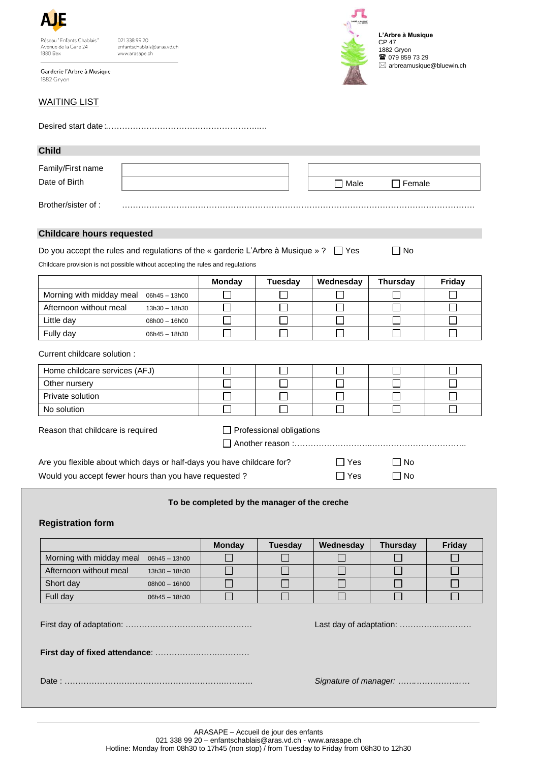**AJE**

Réseau " Enfants Chablais "
Avenue de la Gare 24
1880 Bex

021 338 99 20
enfantschablais@aras.vd.ch
www.arasape.ch

Garderie l'Arbre à Musique
1882 Gryon

**L'Arbre à Musique**
CP 47
1882 Gryon
☎ 079 859 73 29
✉ arbreamusique@bluewin.ch

## WAITING LIST

Desired start date :……………………………………………………..…

### Child

| Family/First name | | |
|---|---|---|
| Date of Birth | | ☐ Male ☐ Female |

Brother/sister of : ………………………………………………………………………………………………………………….

### Childcare hours requested

Do you accept the rules and regulations of the « garderie L'Arbre à Musique » ? ☐ Yes ☐ No

Childcare provision is not possible without accepting the rules and regulations

| | Monday | Tuesday | Wednesday | Thursday | Friday |
|---|---|---|---|---|---|
| Morning with midday meal 06h45 – 13h00 | ☐ | ☐ | ☐ | ☐ | ☐ |
| Afternoon without meal 13h30 – 18h30 | ☐ | ☐ | ☐ | ☐ | ☐ |
| Little day 08h00 – 16h00 | ☐ | ☐ | ☐ | ☐ | ☐ |
| Fully day 06h45 – 18h30 | ☐ | ☐ | ☐ | ☐ | ☐ |

Current childcare solution :

| | | | | | |
|---|---|---|---|---|---|
| Home childcare services (AFJ) | ☐ | ☐ | ☐ | ☐ | ☐ |
| Other nursery | ☐ | ☐ | ☐ | ☐ | ☐ |
| Private solution | ☐ | ☐ | ☐ | ☐ | ☐ |
| No solution | ☐ | ☐ | ☐ | ☐ | ☐ |

Reason that childcare is required ☐ Professional obligations
☐ Another reason :………………………..……………………………..

Are you flexible about which days or half-days you have childcare for? ☐ Yes ☐ No

Would you accept fewer hours than you have requested ? ☐ Yes ☐ No

**To be completed by the manager of the creche**

### Registration form

| | Monday | Tuesday | Wednesday | Thursday | Friday |
|---|---|---|---|---|---|
| Morning with midday meal 06h45 – 13h00 | ☐ | ☐ | ☐ | ☐ | ☐ |
| Afternoon without meal 13h30 – 18h30 | ☐ | ☐ | ☐ | ☐ | ☐ |
| Short day 08h00 – 16h00 | ☐ | ☐ | ☐ | ☐ | ☐ |
| Full day 06h45 – 18h30 | ☐ | ☐ | ☐ | ☐ | ☐ |

First day of adaptation: ………………………..………………  Last day of adaptation: ………….…………

**First day of fixed attendance**: ……………….……..………

Date : ……………………………………………….…….……..  *Signature of manager: ……..……………..…*

ARASAPE – Accueil de jour des enfants
021 338 99 20 – enfantschablais@aras.vd.ch - www.arasape.ch
Hotline: Monday from 08h30 to 17h45 (non stop) / from Tuesday to Friday from 08h30 to 12h30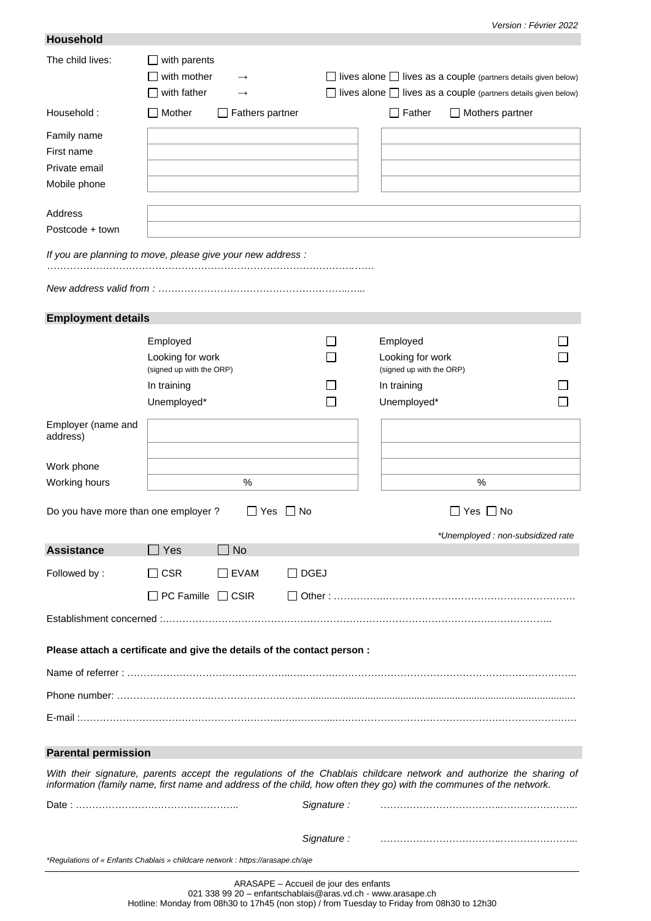Version : Février 2022

## Household

The child lives: ☐ with parents

☐ with mother → ☐ lives alone ☐ lives as a couple (partners details given below)

☐ with father → ☐ lives alone ☐ lives as a couple (partners details given below)

| Household : | ☐ Mother ☐ Fathers partner | ☐ Father ☐ Mothers partner |
|---|---|---|
| Family name | | |
| First name | | |
| Private email | | |
| Mobile phone | | |

| | |
|---|---|
| Address | |
| Postcode + town | |

*If you are planning to move, please give your new address :*

……………………………………………………………………………………

*New address valid from : ……………………………………………………..…..*

## Employment details

| | | | | |
|---|---|---|---|---|
| | Employed | ☐ | Employed | ☐ |
| | Looking for work (signed up with the ORP) | ☐ | Looking for work (signed up with the ORP) | ☐ |
| | In training | ☐ | In training | ☐ |
| | Unemployed* | ☐ | Unemployed* | ☐ |
| Employer (name and address) | | | | |
| Work phone | | | | |
| Working hours | % | | % | |

Do you have more than one employer ? ☐ Yes ☐ No ☐ Yes ☐ No

*\*Unemployed : non-subsidized rate*

## Assistance ☐ Yes ☐ No

Followed by : ☐ CSR ☐ EVAM ☐ DGEJ

☐ PC Famille ☐ CSIR ☐ Other : ……………………………………………………………….

Establishment concerned :…………………………………………………………………………………………………..

**Please attach a certificate and give the details of the contact person :**

Name of referrer : …………………………………………………………………………………………………………………..

Phone number: ………………………………………………………………………………………………………………………

E-mail :……………………………………………………………………………………………………………………………….

## Parental permission

*With their signature, parents accept the regulations of the Chablais childcare network and authorize the sharing of information (family name, first name and address of the child, how often they go) with the communes of the network.*

Date : ………………………………………….. *Signature :* ………………………………..…………………..

*Signature :* ………………………………..…………………..

*\*Regulations of « Enfants Chablais » childcare network : https://arasape.ch/aje*

ARASAPE – Accueil de jour des enfants
021 338 99 20 – enfantschablais@aras.vd.ch - www.arasape.ch
Hotline: Monday from 08h30 to 17h45 (non stop) / from Tuesday to Friday from 08h30 to 12h30